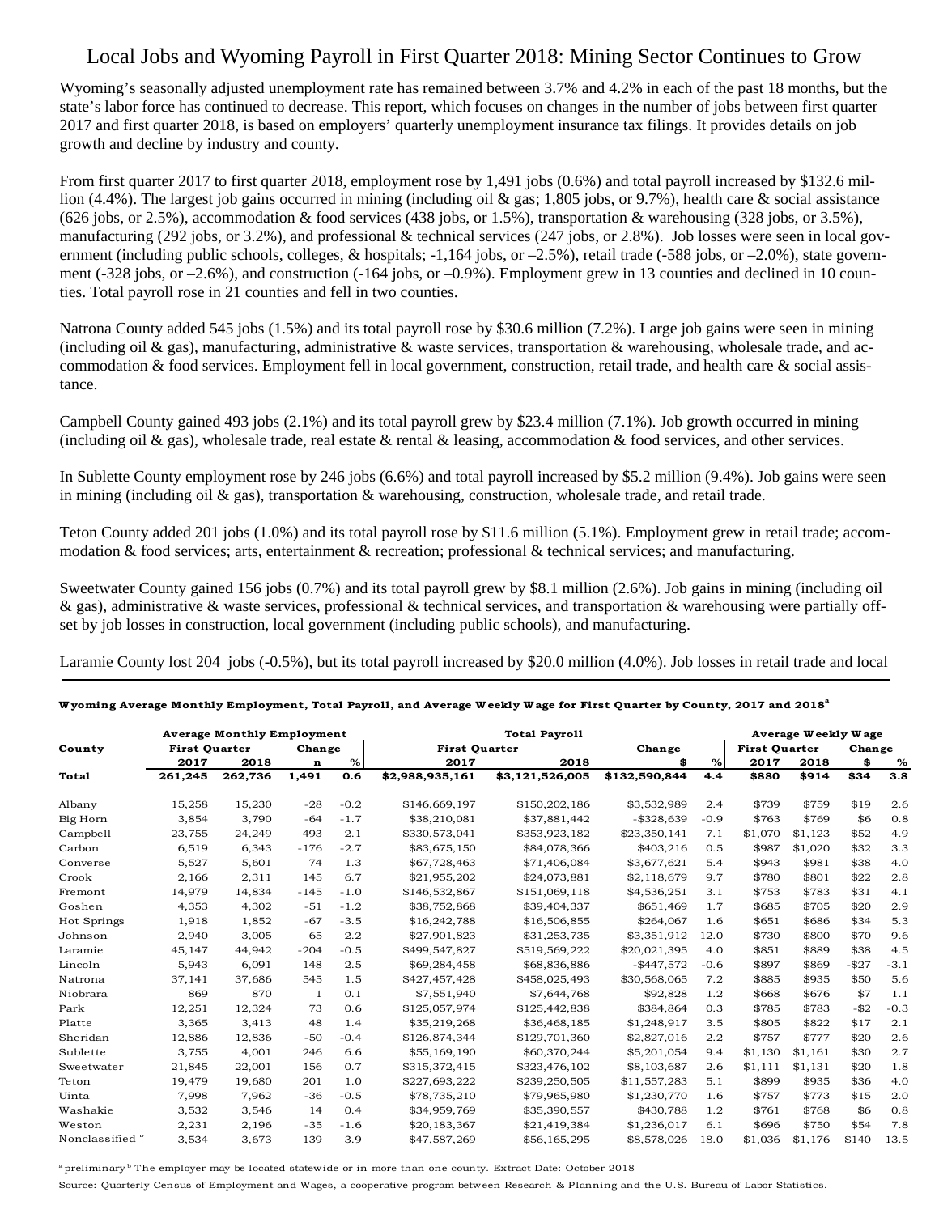# Local Jobs and Wyoming Payroll in First Quarter 2018: Mining Sector Continues to Grow

Wyoming's seasonally adjusted unemployment rate has remained between 3.7% and 4.2% in each of the past 18 months, but the state's labor force has continued to decrease. This report, which focuses on changes in the number of jobs between first quarter 2017 and first quarter 2018, is based on employers' quarterly unemployment insurance tax filings. It provides details on job growth and decline by industry and county.

From first quarter 2017 to first quarter 2018, employment rose by 1,491 jobs (0.6%) and total payroll increased by $132.6 million (4.4%). The largest job gains occurred in mining (including oil & gas; 1,805 jobs, or 9.7%), health care & social assistance (626 jobs, or 2.5%), accommodation & food services (438 jobs, or 1.5%), transportation & warehousing (328 jobs, or 3.5%), manufacturing (292 jobs, or 3.2%), and professional & technical services (247 jobs, or 2.8%). Job losses were seen in local government (including public schools, colleges, & hospitals; -1,164 jobs, or –2.5%), retail trade (-588 jobs, or –2.0%), state government (-328 jobs, or –2.6%), and construction (-164 jobs, or –0.9%). Employment grew in 13 counties and declined in 10 counties. Total payroll rose in 21 counties and fell in two counties.

Natrona County added 545 jobs (1.5%) and its total payroll rose by $30.6 million (7.2%). Large job gains were seen in mining (including oil & gas), manufacturing, administrative & waste services, transportation & warehousing, wholesale trade, and accommodation & food services. Employment fell in local government, construction, retail trade, and health care & social assistance.

Campbell County gained 493 jobs (2.1%) and its total payroll grew by $23.4 million (7.1%). Job growth occurred in mining (including oil & gas), wholesale trade, real estate & rental & leasing, accommodation & food services, and other services.

In Sublette County employment rose by 246 jobs (6.6%) and total payroll increased by $5.2 million (9.4%). Job gains were seen in mining (including oil & gas), transportation & warehousing, construction, wholesale trade, and retail trade.

Teton County added 201 jobs (1.0%) and its total payroll rose by $11.6 million (5.1%). Employment grew in retail trade; accommodation & food services; arts, entertainment & recreation; professional & technical services; and manufacturing.

Sweetwater County gained 156 jobs (0.7%) and its total payroll grew by $8.1 million (2.6%). Job gains in mining (including oil & gas), administrative & waste services, professional & technical services, and transportation & warehousing were partially offset by job losses in construction, local government (including public schools), and manufacturing.

Laramie County lost 204 jobs (-0.5%), but its total payroll increased by $20.0 million (4.0%). Job losses in retail trade and local

**Wyoming Average Monthly Employment, Total Payroll, and Average Weekly Wage for First Quarter by County, 2017 and 2018[a]**

| County | Average Monthly Employment | | | | Total Payroll | | | | Average Weekly Wage | | | |
|---|---|---|---|---|---|---|---|---|---|---|---|---|
| | First Quarter | | Change | | First Quarter | | Change | | First Quarter | | Change | |
| | 2017 | 2018 | n | % | 2017 | 2018 | $ | % | 2017 | 2018 | $ | % |
| **Total** | **261,245** | **262,736** | **1,491** | **0.6** | **$2,988,935,161** | **$3,121,526,005** | **$132,590,844** | **4.4** | **$880** | **$914** | **$34** | **3.8** |
| Albany | 15,258 | 15,230 | -28 | -0.2 | $146,669,197 | $150,202,186 | $3,532,989 | 2.4 | $739 | $759 | $19 | 2.6 |
| Big Horn | 3,854 | 3,790 | -64 | -1.7 | $38,210,081 | $37,881,442 | -$328,639 | -0.9 | $763 | $769 | $6 | 0.8 |
| Campbell | 23,755 | 24,249 | 493 | 2.1 | $330,573,041 | $353,923,182 | $23,350,141 | 7.1 | $1,070 | $1,123 | $52 | 4.9 |
| Carbon | 6,519 | 6,343 | -176 | -2.7 | $83,675,150 | $84,078,366 | $403,216 | 0.5 | $987 | $1,020 | $32 | 3.3 |
| Converse | 5,527 | 5,601 | 74 | 1.3 | $67,728,463 | $71,406,084 | $3,677,621 | 5.4 | $943 | $981 | $38 | 4.0 |
| Crook | 2,166 | 2,311 | 145 | 6.7 | $21,955,202 | $24,073,881 | $2,118,679 | 9.7 | $780 | $801 | $22 | 2.8 |
| Fremont | 14,979 | 14,834 | -145 | -1.0 | $146,532,867 | $151,069,118 | $4,536,251 | 3.1 | $753 | $783 | $31 | 4.1 |
| Goshen | 4,353 | 4,302 | -51 | -1.2 | $38,752,868 | $39,404,337 | $651,469 | 1.7 | $685 | $705 | $20 | 2.9 |
| Hot Springs | 1,918 | 1,852 | -67 | -3.5 | $16,242,788 | $16,506,855 | $264,067 | 1.6 | $651 | $686 | $34 | 5.3 |
| Johnson | 2,940 | 3,005 | 65 | 2.2 | $27,901,823 | $31,253,735 | $3,351,912 | 12.0 | $730 | $800 | $70 | 9.6 |
| Laramie | 45,147 | 44,942 | -204 | -0.5 | $499,547,827 | $519,569,222 | $20,021,395 | 4.0 | $851 | $889 | $38 | 4.5 |
| Lincoln | 5,943 | 6,091 | 148 | 2.5 | $69,284,458 | $68,836,886 | -$447,572 | -0.6 | $897 | $869 | -$27 | -3.1 |
| Natrona | 37,141 | 37,686 | 545 | 1.5 | $427,457,428 | $458,025,493 | $30,568,065 | 7.2 | $885 | $935 | $50 | 5.6 |
| Niobrara | 869 | 870 | 1 | 0.1 | $7,551,940 | $7,644,768 | $92,828 | 1.2 | $668 | $676 | $7 | 1.1 |
| Park | 12,251 | 12,324 | 73 | 0.6 | $125,057,974 | $125,442,838 | $384,864 | 0.3 | $785 | $783 | -$2 | -0.3 |
| Platte | 3,365 | 3,413 | 48 | 1.4 | $35,219,268 | $36,468,185 | $1,248,917 | 3.5 | $805 | $822 | $17 | 2.1 |
| Sheridan | 12,886 | 12,836 | -50 | -0.4 | $126,874,344 | $129,701,360 | $2,827,016 | 2.2 | $757 | $777 | $20 | 2.6 |
| Sublette | 3,755 | 4,001 | 246 | 6.6 | $55,169,190 | $60,370,244 | $5,201,054 | 9.4 | $1,130 | $1,161 | $30 | 2.7 |
| Sweetwater | 21,845 | 22,001 | 156 | 0.7 | $315,372,415 | $323,476,102 | $8,103,687 | 2.6 | $1,111 | $1,131 | $20 | 1.8 |
| Teton | 19,479 | 19,680 | 201 | 1.0 | $227,693,222 | $239,250,505 | $11,557,283 | 5.1 | $899 | $935 | $36 | 4.0 |
| Uinta | 7,998 | 7,962 | -36 | -0.5 | $78,735,210 | $79,965,980 | $1,230,770 | 1.6 | $757 | $773 | $15 | 2.0 |
| Washakie | 3,532 | 3,546 | 14 | 0.4 | $34,959,769 | $35,390,557 | $430,788 | 1.2 | $761 | $768 | $6 | 0.8 |
| Weston | 2,231 | 2,196 | -35 | -1.6 | $20,183,367 | $21,419,384 | $1,236,017 | 6.1 | $696 | $750 | $54 | 7.8 |
| Nonclassified[b] | 3,534 | 3,673 | 139 | 3.9 | $47,587,269 | $56,165,295 | $8,578,026 | 18.0 | $1,036 | $1,176 | $140 | 13.5 |

[a] preliminary [b] The employer may be located statewide or in more than one county. Extract Date: October 2018

Source: Quarterly Census of Employment and Wages, a cooperative program between Research & Planning and the U.S. Bureau of Labor Statistics.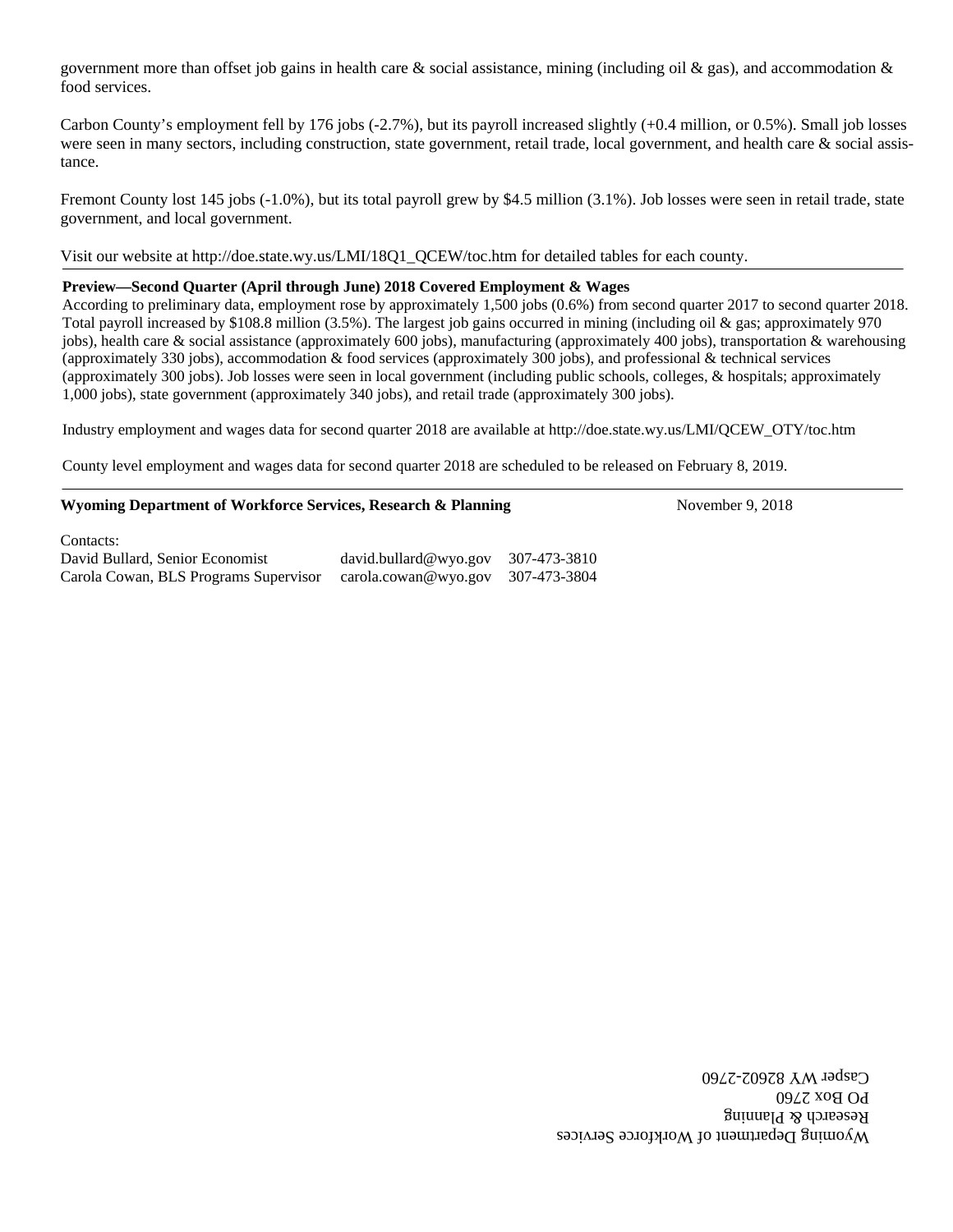government more than offset job gains in health care & social assistance, mining (including oil & gas), and accommodation & food services.

Carbon County's employment fell by 176 jobs (-2.7%), but its payroll increased slightly (+0.4 million, or 0.5%). Small job losses were seen in many sectors, including construction, state government, retail trade, local government, and health care & social assistance.

Fremont County lost 145 jobs (-1.0%), but its total payroll grew by $4.5 million (3.1%). Job losses were seen in retail trade, state government, and local government.

Visit our website at http://doe.state.wy.us/LMI/18Q1_QCEW/toc.htm for detailed tables for each county.

**Preview—Second Quarter (April through June) 2018 Covered Employment & Wages**

According to preliminary data, employment rose by approximately 1,500 jobs (0.6%) from second quarter 2017 to second quarter 2018. Total payroll increased by $108.8 million (3.5%). The largest job gains occurred in mining (including oil & gas; approximately 970 jobs), health care & social assistance (approximately 600 jobs), manufacturing (approximately 400 jobs), transportation & warehousing (approximately 330 jobs), accommodation & food services (approximately 300 jobs), and professional & technical services (approximately 300 jobs). Job losses were seen in local government (including public schools, colleges, & hospitals; approximately 1,000 jobs), state government (approximately 340 jobs), and retail trade (approximately 300 jobs).

Industry employment and wages data for second quarter 2018 are available at http://doe.state.wy.us/LMI/QCEW_OTY/toc.htm

County level employment and wages data for second quarter 2018 are scheduled to be released on February 8, 2019.

**Wyoming Department of Workforce Services, Research & Planning** November 9, 2018

Contacts:

| | | |
|---|---|---|
| David Bullard, Senior Economist | david.bullard@wyo.gov | 307-473-3810 |
| Carola Cowan, BLS Programs Supervisor | carola.cowan@wyo.gov | 307-473-3804 |

Wyoming Department of Workforce Services
Research & Planning
PO Box 2760
Casper WY 82602-2760